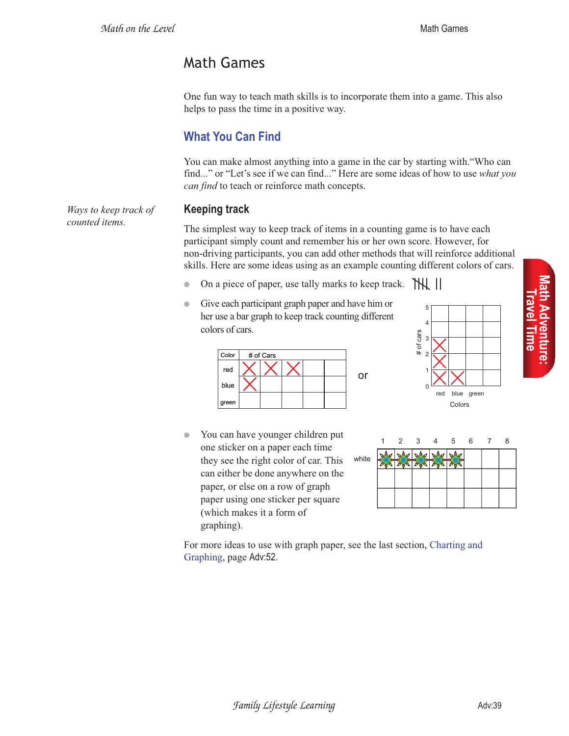# Math Games

One fun way to teach math skills is to incorporate them into a game. This also helps to pass the time in a positive way.

## What You Can Find

You can make almost anything into a game in the car by starting with."Who can find..." or "Let's see if we can find..." Here are some ideas of how to use *what you can find* to teach or reinforce math concepts.

*Ways to keep track of counted items.*

### Keeping track

The simplest way to keep track of items in a counting game is to have each participant simply count and remember his or her score. However, for non-driving participants, you can add other methods that will reinforce additional skills. Here are some ideas using as an example counting different colors of cars.

- On a piece of paper, use tally marks to keep track.
- Give each participant graph paper and have him or her use a bar graph to keep track counting different colors of cars.

| Color | # of Cars | | | | |
|---|---|---|---|---|---|
| red | X | X | X | | |
| blue | X | | | | |
| green | | | | | |

or

| # of cars | red | blue | green | |
|---|---|---|---|---|
| 5 | | | | |
| 4 | | | | |
| 3 | X | | | |
| 2 | X | | | |
| 1 | X | X | | |

Colors

- You can have younger children put one sticker on a paper each time they see the right color of car. This can either be done anywhere on the paper, or else on a row of graph paper using one sticker per square (which makes it a form of graphing).

| | 1 | 2 | 3 | 4 | 5 | 6 | 7 | 8 |
|---|---|---|---|---|---|---|---|---|
| white | ✱ | ✱ | ✱ | ✱ | ✱ | | | |
| | | | | | | | | |
| | | | | | | | | |

For more ideas to use with graph paper, see the last section, Charting and Graphing, page Adv:52.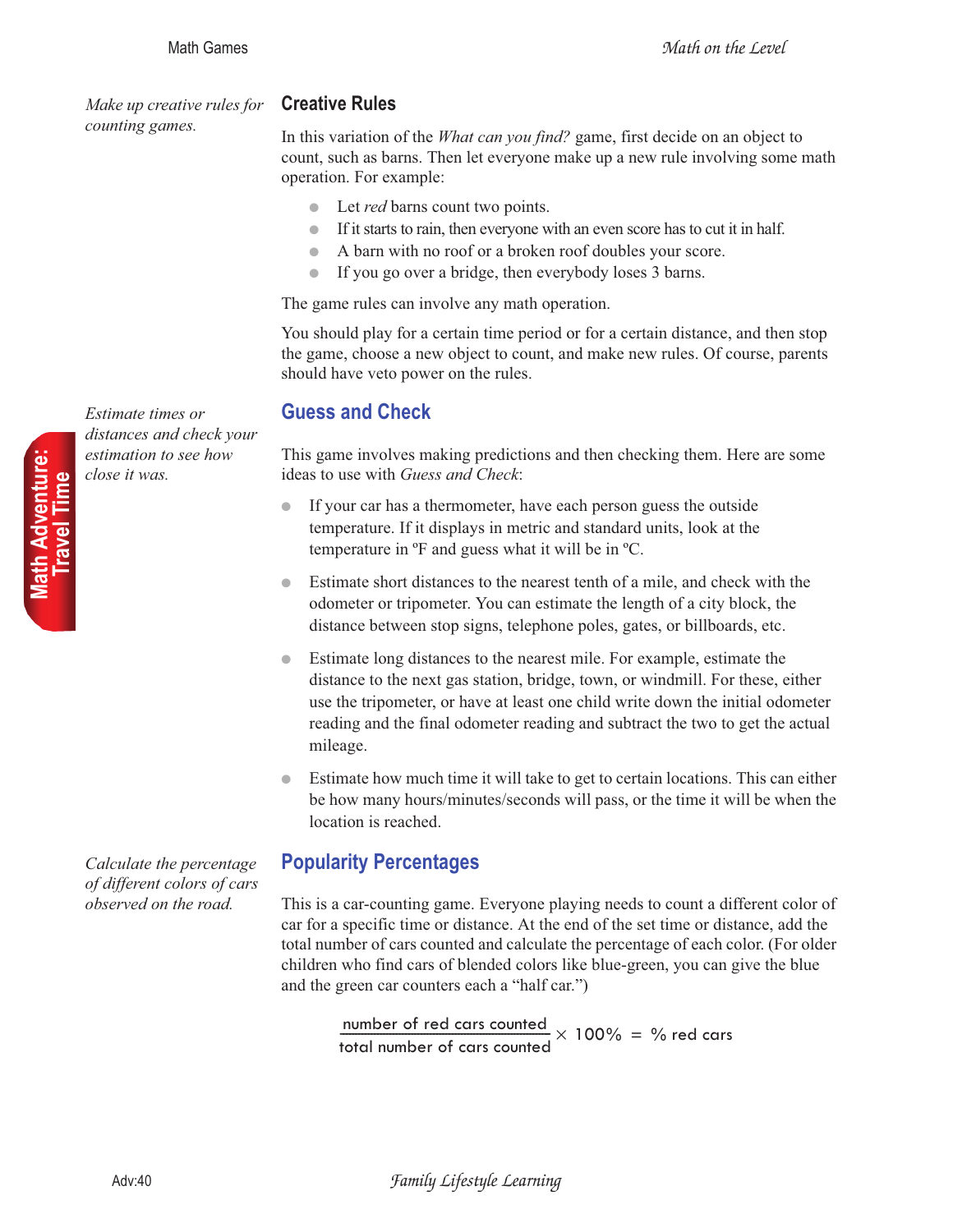*Make up creative rules for counting games.*

## Creative Rules

In this variation of the *What can you find?* game, first decide on an object to count, such as barns. Then let everyone make up a new rule involving some math operation. For example:

- Let *red* barns count two points.
- If it starts to rain, then everyone with an even score has to cut it in half.
- A barn with no roof or a broken roof doubles your score.
- If you go over a bridge, then everybody loses 3 barns.

The game rules can involve any math operation.

You should play for a certain time period or for a certain distance, and then stop the game, choose a new object to count, and make new rules. Of course, parents should have veto power on the rules.

*Estimate times or distances and check your estimation to see how close it was.*

## Guess and Check

This game involves making predictions and then checking them. Here are some ideas to use with *Guess and Check*:

- If your car has a thermometer, have each person guess the outside temperature. If it displays in metric and standard units, look at the temperature in ºF and guess what it will be in ºC.
- Estimate short distances to the nearest tenth of a mile, and check with the odometer or tripometer. You can estimate the length of a city block, the distance between stop signs, telephone poles, gates, or billboards, etc.
- Estimate long distances to the nearest mile. For example, estimate the distance to the next gas station, bridge, town, or windmill. For these, either use the tripometer, or have at least one child write down the initial odometer reading and the final odometer reading and subtract the two to get the actual mileage.
- Estimate how much time it will take to get to certain locations. This can either be how many hours/minutes/seconds will pass, or the time it will be when the location is reached.

*Calculate the percentage of different colors of cars observed on the road.*

## Popularity Percentages

This is a car-counting game. Everyone playing needs to count a different color of car for a specific time or distance. At the end of the set time or distance, add the total number of cars counted and calculate the percentage of each color. (For older children who find cars of blended colors like blue-green, you can give the blue and the green car counters each a "half car.")

$$\frac{\text{number of red cars counted}}{\text{total number of cars counted}} \times 100\% = \%\text{ red cars}$$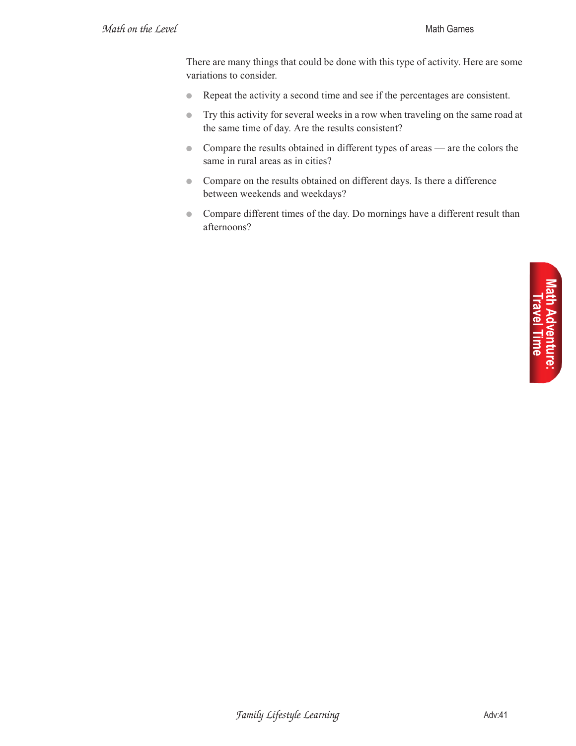There are many things that could be done with this type of activity. Here are some variations to consider.

- Repeat the activity a second time and see if the percentages are consistent.
- Try this activity for several weeks in a row when traveling on the same road at the same time of day. Are the results consistent?
- Compare the results obtained in different types of areas — are the colors the same in rural areas as in cities?
- Compare on the results obtained on different days. Is there a difference between weekends and weekdays?
- Compare different times of the day. Do mornings have a different result than afternoons?